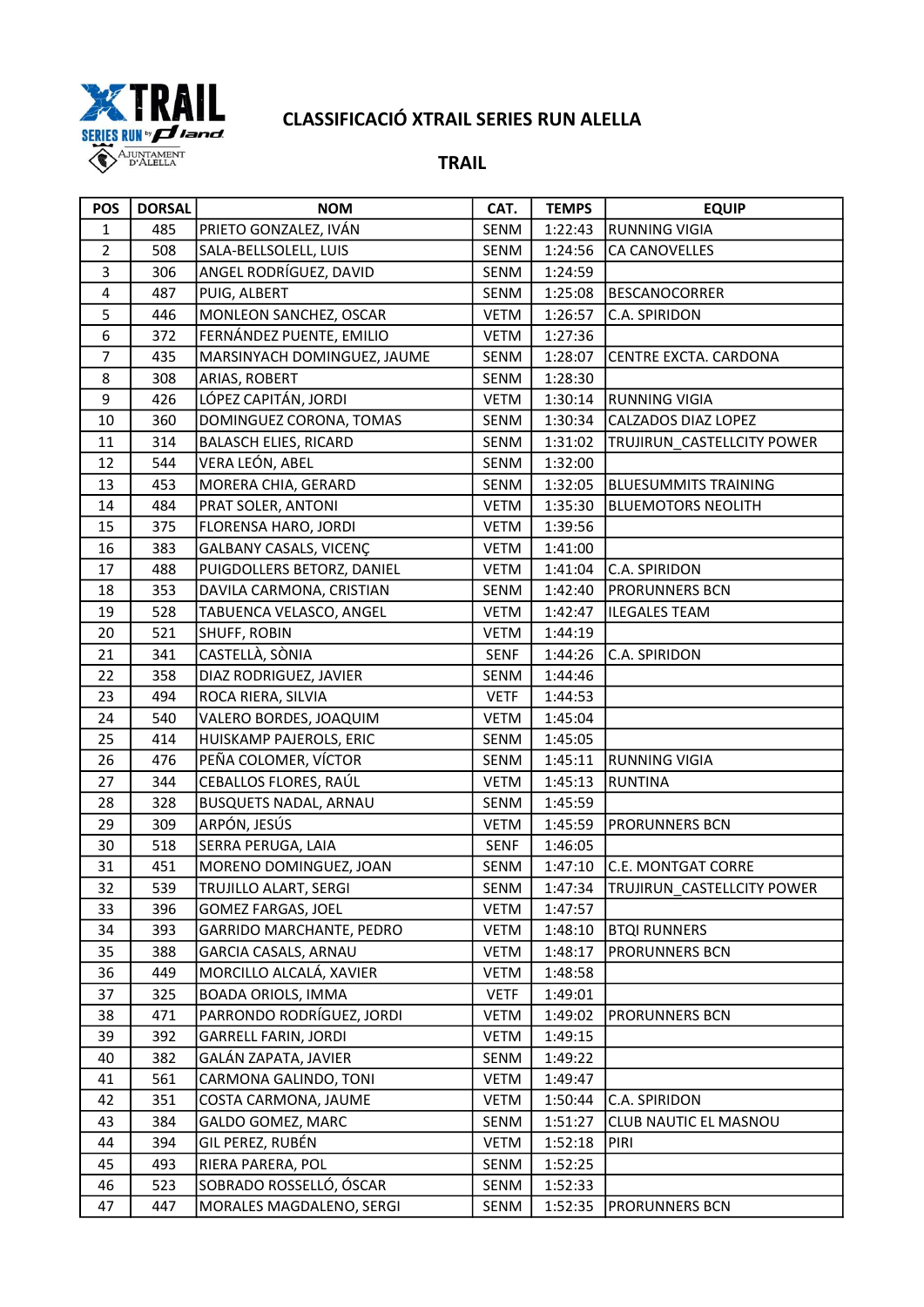# CLASSIFICACIÓ XTRAIL SERIES RUN ALELLA

## TRAIL

| POS | DORSAL | NOM | CAT. | TEMPS | EQUIP |
|---|---|---|---|---|---|
| 1 | 485 | PRIETO GONZALEZ, IVÁN | SENM | 1:22:43 | RUNNING VIGIA |
| 2 | 508 | SALA-BELLSOLELL, LUIS | SENM | 1:24:56 | CA CANOVELLES |
| 3 | 306 | ANGEL RODRÍGUEZ, DAVID | SENM | 1:24:59 | |
| 4 | 487 | PUIG, ALBERT | SENM | 1:25:08 | BESCANOCORRER |
| 5 | 446 | MONLEON SANCHEZ, OSCAR | VETM | 1:26:57 | C.A. SPIRIDON |
| 6 | 372 | FERNÁNDEZ PUENTE, EMILIO | VETM | 1:27:36 | |
| 7 | 435 | MARSINYACH DOMINGUEZ, JAUME | SENM | 1:28:07 | CENTRE EXCTA. CARDONA |
| 8 | 308 | ARIAS, ROBERT | SENM | 1:28:30 | |
| 9 | 426 | LÓPEZ CAPITÁN, JORDI | VETM | 1:30:14 | RUNNING VIGIA |
| 10 | 360 | DOMINGUEZ CORONA, TOMAS | SENM | 1:30:34 | CALZADOS DIAZ LOPEZ |
| 11 | 314 | BALASCH ELIES, RICARD | SENM | 1:31:02 | TRUJIRUN_CASTELLCITY POWER |
| 12 | 544 | VERA LEÓN, ABEL | SENM | 1:32:00 | |
| 13 | 453 | MORERA CHIA, GERARD | SENM | 1:32:05 | BLUESUMMITS TRAINING |
| 14 | 484 | PRAT SOLER, ANTONI | VETM | 1:35:30 | BLUEMOTORS NEOLITH |
| 15 | 375 | FLORENSA HARO, JORDI | VETM | 1:39:56 | |
| 16 | 383 | GALBANY CASALS, VICENÇ | VETM | 1:41:00 | |
| 17 | 488 | PUIGDOLLERS BETORZ, DANIEL | VETM | 1:41:04 | C.A. SPIRIDON |
| 18 | 353 | DAVILA CARMONA, CRISTIAN | SENM | 1:42:40 | PRORUNNERS BCN |
| 19 | 528 | TABUENCA VELASCO, ANGEL | VETM | 1:42:47 | ILEGALES TEAM |
| 20 | 521 | SHUFF, ROBIN | VETM | 1:44:19 | |
| 21 | 341 | CASTELLÀ, SÒNIA | SENF | 1:44:26 | C.A. SPIRIDON |
| 22 | 358 | DIAZ RODRIGUEZ, JAVIER | SENM | 1:44:46 | |
| 23 | 494 | ROCA RIERA, SILVIA | VETF | 1:44:53 | |
| 24 | 540 | VALERO BORDES, JOAQUIM | VETM | 1:45:04 | |
| 25 | 414 | HUISKAMP PAJEROLS, ERIC | SENM | 1:45:05 | |
| 26 | 476 | PEÑA COLOMER, VÍCTOR | SENM | 1:45:11 | RUNNING VIGIA |
| 27 | 344 | CEBALLOS FLORES, RAÚL | VETM | 1:45:13 | RUNTINA |
| 28 | 328 | BUSQUETS NADAL, ARNAU | SENM | 1:45:59 | |
| 29 | 309 | ARPÓN, JESÚS | VETM | 1:45:59 | PRORUNNERS BCN |
| 30 | 518 | SERRA PERUGA, LAIA | SENF | 1:46:05 | |
| 31 | 451 | MORENO DOMINGUEZ, JOAN | SENM | 1:47:10 | C.E. MONTGAT CORRE |
| 32 | 539 | TRUJILLO ALART, SERGI | SENM | 1:47:34 | TRUJIRUN_CASTELLCITY POWER |
| 33 | 396 | GOMEZ FARGAS, JOEL | VETM | 1:47:57 | |
| 34 | 393 | GARRIDO MARCHANTE, PEDRO | VETM | 1:48:10 | BTQI RUNNERS |
| 35 | 388 | GARCIA CASALS, ARNAU | VETM | 1:48:17 | PRORUNNERS BCN |
| 36 | 449 | MORCILLO ALCALÁ, XAVIER | VETM | 1:48:58 | |
| 37 | 325 | BOADA ORIOLS, IMMA | VETF | 1:49:01 | |
| 38 | 471 | PARRONDO RODRÍGUEZ, JORDI | VETM | 1:49:02 | PRORUNNERS BCN |
| 39 | 392 | GARRELL FARIN, JORDI | VETM | 1:49:15 | |
| 40 | 382 | GALÁN ZAPATA, JAVIER | SENM | 1:49:22 | |
| 41 | 561 | CARMONA GALINDO, TONI | VETM | 1:49:47 | |
| 42 | 351 | COSTA CARMONA, JAUME | VETM | 1:50:44 | C.A. SPIRIDON |
| 43 | 384 | GALDO GOMEZ, MARC | SENM | 1:51:27 | CLUB NAUTIC EL MASNOU |
| 44 | 394 | GIL PEREZ, RUBÉN | VETM | 1:52:18 | PIRI |
| 45 | 493 | RIERA PARERA, POL | SENM | 1:52:25 | |
| 46 | 523 | SOBRADO ROSSELLÓ, ÓSCAR | SENM | 1:52:33 | |
| 47 | 447 | MORALES MAGDALENO, SERGI | SENM | 1:52:35 | PRORUNNERS BCN |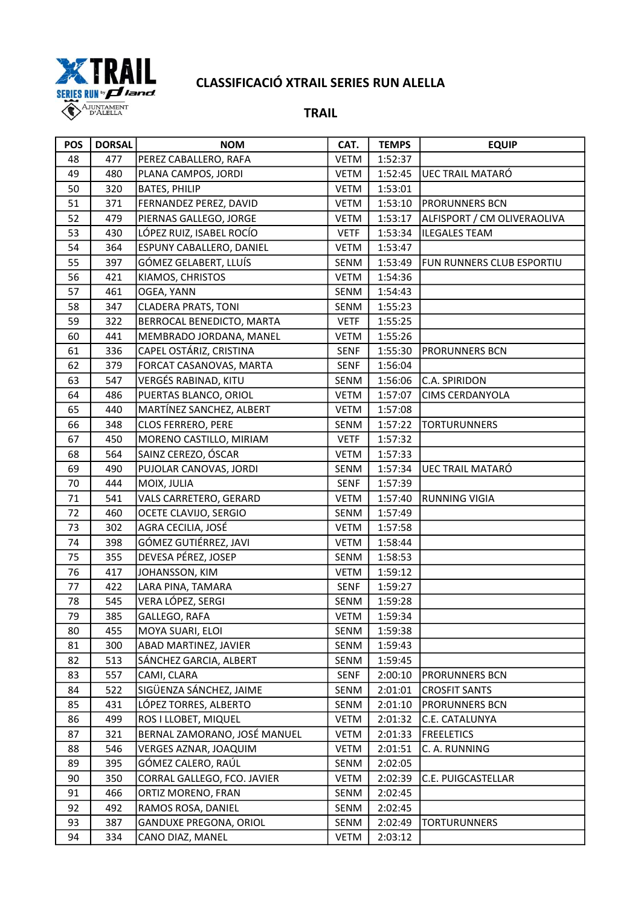## CLASSIFICACIÓ XTRAIL SERIES RUN ALELLA

### TRAIL

| POS | DORSAL | NOM | CAT. | TEMPS | EQUIP |
|---|---|---|---|---|---|
| 48 | 477 | PEREZ CABALLERO, RAFA | VETM | 1:52:37 | |
| 49 | 480 | PLANA CAMPOS, JORDI | VETM | 1:52:45 | UEC TRAIL MATARÓ |
| 50 | 320 | BATES, PHILIP | VETM | 1:53:01 | |
| 51 | 371 | FERNANDEZ PEREZ, DAVID | VETM | 1:53:10 | PRORUNNERS BCN |
| 52 | 479 | PIERNAS GALLEGO, JORGE | VETM | 1:53:17 | ALFISPORT / CM OLIVERAOLIVA |
| 53 | 430 | LÓPEZ RUIZ, ISABEL ROCÍO | VETF | 1:53:34 | ILEGALES TEAM |
| 54 | 364 | ESPUNY CABALLERO, DANIEL | VETM | 1:53:47 | |
| 55 | 397 | GÓMEZ GELABERT, LLUÍS | SENM | 1:53:49 | FUN RUNNERS CLUB ESPORTIU |
| 56 | 421 | KIAMOS, CHRISTOS | VETM | 1:54:36 | |
| 57 | 461 | OGEA, YANN | SENM | 1:54:43 | |
| 58 | 347 | CLADERA PRATS, TONI | SENM | 1:55:23 | |
| 59 | 322 | BERROCAL BENEDICTO, MARTA | VETF | 1:55:25 | |
| 60 | 441 | MEMBRADO JORDANA, MANEL | VETM | 1:55:26 | |
| 61 | 336 | CAPEL OSTÁRIZ, CRISTINA | SENF | 1:55:30 | PRORUNNERS BCN |
| 62 | 379 | FORCAT CASANOVAS, MARTA | SENF | 1:56:04 | |
| 63 | 547 | VERGÉS RABINAD, KITU | SENM | 1:56:06 | C.A. SPIRIDON |
| 64 | 486 | PUERTAS BLANCO, ORIOL | VETM | 1:57:07 | CIMS CERDANYOLA |
| 65 | 440 | MARTÍNEZ SANCHEZ, ALBERT | VETM | 1:57:08 | |
| 66 | 348 | CLOS FERRERO, PERE | SENM | 1:57:22 | TORTURUNNERS |
| 67 | 450 | MORENO CASTILLO, MIRIAM | VETF | 1:57:32 | |
| 68 | 564 | SAINZ CEREZO, ÓSCAR | VETM | 1:57:33 | |
| 69 | 490 | PUJOLAR CANOVAS, JORDI | SENM | 1:57:34 | UEC TRAIL MATARÓ |
| 70 | 444 | MOIX, JULIA | SENF | 1:57:39 | |
| 71 | 541 | VALS CARRETERO, GERARD | VETM | 1:57:40 | RUNNING VIGIA |
| 72 | 460 | OCETE CLAVIJO, SERGIO | SENM | 1:57:49 | |
| 73 | 302 | AGRA CECILIA, JOSÉ | VETM | 1:57:58 | |
| 74 | 398 | GÓMEZ GUTIÉRREZ, JAVI | VETM | 1:58:44 | |
| 75 | 355 | DEVESA PÉREZ, JOSEP | SENM | 1:58:53 | |
| 76 | 417 | JOHANSSON, KIM | VETM | 1:59:12 | |
| 77 | 422 | LARA PINA, TAMARA | SENF | 1:59:27 | |
| 78 | 545 | VERA LÓPEZ, SERGI | SENM | 1:59:28 | |
| 79 | 385 | GALLEGO, RAFA | VETM | 1:59:34 | |
| 80 | 455 | MOYA SUARI, ELOI | SENM | 1:59:38 | |
| 81 | 300 | ABAD MARTINEZ, JAVIER | SENM | 1:59:43 | |
| 82 | 513 | SÁNCHEZ GARCIA, ALBERT | SENM | 1:59:45 | |
| 83 | 557 | CAMI, CLARA | SENF | 2:00:10 | PRORUNNERS BCN |
| 84 | 522 | SIGÜENZA SÁNCHEZ, JAIME | SENM | 2:01:01 | CROSFIT SANTS |
| 85 | 431 | LÓPEZ TORRES, ALBERTO | SENM | 2:01:10 | PRORUNNERS BCN |
| 86 | 499 | ROS I LLOBET, MIQUEL | VETM | 2:01:32 | C.E. CATALUNYA |
| 87 | 321 | BERNAL ZAMORANO, JOSÉ MANUEL | VETM | 2:01:33 | FREELETICS |
| 88 | 546 | VERGES AZNAR, JOAQUIM | VETM | 2:01:51 | C. A. RUNNING |
| 89 | 395 | GÓMEZ CALERO, RAÚL | SENM | 2:02:05 | |
| 90 | 350 | CORRAL GALLEGO, FCO. JAVIER | VETM | 2:02:39 | C.E. PUIGCASTELLAR |
| 91 | 466 | ORTIZ MORENO, FRAN | SENM | 2:02:45 | |
| 92 | 492 | RAMOS ROSA, DANIEL | SENM | 2:02:45 | |
| 93 | 387 | GANDUXE PREGONA, ORIOL | SENM | 2:02:49 | TORTURUNNERS |
| 94 | 334 | CANO DIAZ, MANEL | VETM | 2:03:12 | |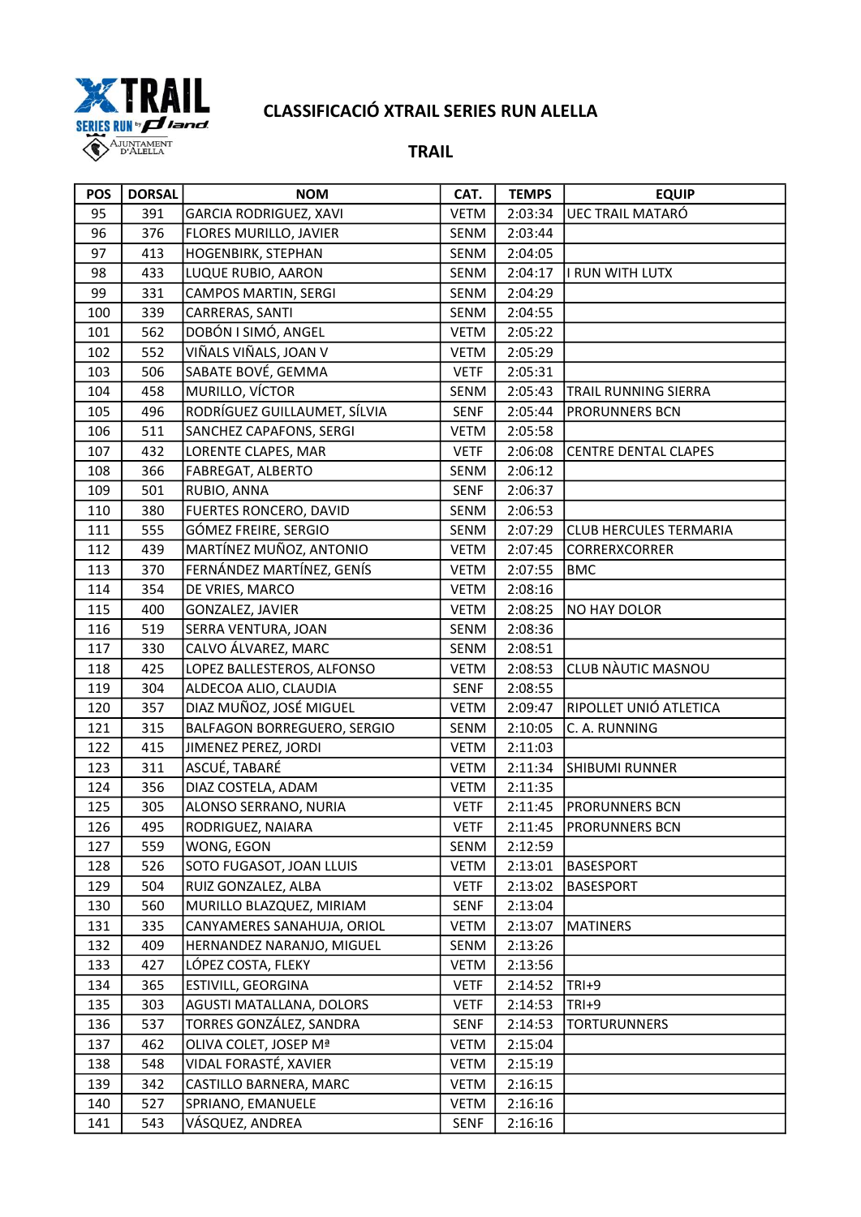# CLASSIFICACIÓ XTRAIL SERIES RUN ALELLA

## TRAIL

| POS | DORSAL | NOM | CAT. | TEMPS | EQUIP |
|---|---|---|---|---|---|
| 95 | 391 | GARCIA RODRIGUEZ, XAVI | VETM | 2:03:34 | UEC TRAIL MATARÓ |
| 96 | 376 | FLORES MURILLO, JAVIER | SENM | 2:03:44 | |
| 97 | 413 | HOGENBIRK, STEPHAN | SENM | 2:04:05 | |
| 98 | 433 | LUQUE RUBIO, AARON | SENM | 2:04:17 | I RUN WITH LUTX |
| 99 | 331 | CAMPOS MARTIN, SERGI | SENM | 2:04:29 | |
| 100 | 339 | CARRERAS, SANTI | SENM | 2:04:55 | |
| 101 | 562 | DOBÓN I SIMÓ, ANGEL | VETM | 2:05:22 | |
| 102 | 552 | VIÑALS VIÑALS, JOAN V | VETM | 2:05:29 | |
| 103 | 506 | SABATE BOVÉ, GEMMA | VETF | 2:05:31 | |
| 104 | 458 | MURILLO, VÍCTOR | SENM | 2:05:43 | TRAIL RUNNING SIERRA |
| 105 | 496 | RODRÍGUEZ GUILLAUMET, SÍLVIA | SENF | 2:05:44 | PRORUNNERS BCN |
| 106 | 511 | SANCHEZ CAPAFONS, SERGI | VETM | 2:05:58 | |
| 107 | 432 | LORENTE CLAPES, MAR | VETF | 2:06:08 | CENTRE DENTAL CLAPES |
| 108 | 366 | FABREGAT, ALBERTO | SENM | 2:06:12 | |
| 109 | 501 | RUBIO, ANNA | SENF | 2:06:37 | |
| 110 | 380 | FUERTES RONCERO, DAVID | SENM | 2:06:53 | |
| 111 | 555 | GÓMEZ FREIRE, SERGIO | SENM | 2:07:29 | CLUB HERCULES TERMARIA |
| 112 | 439 | MARTÍNEZ MUÑOZ, ANTONIO | VETM | 2:07:45 | CORRERXCORRER |
| 113 | 370 | FERNÁNDEZ MARTÍNEZ, GENÍS | VETM | 2:07:55 | BMC |
| 114 | 354 | DE VRIES, MARCO | VETM | 2:08:16 | |
| 115 | 400 | GONZALEZ, JAVIER | VETM | 2:08:25 | NO HAY DOLOR |
| 116 | 519 | SERRA VENTURA, JOAN | SENM | 2:08:36 | |
| 117 | 330 | CALVO ÁLVAREZ, MARC | SENM | 2:08:51 | |
| 118 | 425 | LOPEZ BALLESTEROS, ALFONSO | VETM | 2:08:53 | CLUB NÀUTIC MASNOU |
| 119 | 304 | ALDECOA ALIO, CLAUDIA | SENF | 2:08:55 | |
| 120 | 357 | DIAZ MUÑOZ, JOSÉ MIGUEL | VETM | 2:09:47 | RIPOLLET UNIÓ ATLETICA |
| 121 | 315 | BALFAGON BORREGUERO, SERGIO | SENM | 2:10:05 | C. A. RUNNING |
| 122 | 415 | JIMENEZ PEREZ, JORDI | VETM | 2:11:03 | |
| 123 | 311 | ASCUÉ, TABARÉ | VETM | 2:11:34 | SHIBUMI RUNNER |
| 124 | 356 | DIAZ COSTELA, ADAM | VETM | 2:11:35 | |
| 125 | 305 | ALONSO SERRANO, NURIA | VETF | 2:11:45 | PRORUNNERS BCN |
| 126 | 495 | RODRIGUEZ, NAIARA | VETF | 2:11:45 | PRORUNNERS BCN |
| 127 | 559 | WONG, EGON | SENM | 2:12:59 | |
| 128 | 526 | SOTO FUGASOT, JOAN LLUIS | VETM | 2:13:01 | BASESPORT |
| 129 | 504 | RUIZ GONZALEZ, ALBA | VETF | 2:13:02 | BASESPORT |
| 130 | 560 | MURILLO BLAZQUEZ, MIRIAM | SENF | 2:13:04 | |
| 131 | 335 | CANYAMERES SANAHUJA, ORIOL | VETM | 2:13:07 | MATINERS |
| 132 | 409 | HERNANDEZ NARANJO, MIGUEL | SENM | 2:13:26 | |
| 133 | 427 | LÓPEZ COSTA, FLEKY | VETM | 2:13:56 | |
| 134 | 365 | ESTIVILL, GEORGINA | VETF | 2:14:52 | TRI+9 |
| 135 | 303 | AGUSTI MATALLANA, DOLORS | VETF | 2:14:53 | TRI+9 |
| 136 | 537 | TORRES GONZÁLEZ, SANDRA | SENF | 2:14:53 | TORTURUNNERS |
| 137 | 462 | OLIVA COLET, JOSEP Mª | VETM | 2:15:04 | |
| 138 | 548 | VIDAL FORASTÉ, XAVIER | VETM | 2:15:19 | |
| 139 | 342 | CASTILLO BARNERA, MARC | VETM | 2:16:15 | |
| 140 | 527 | SPRIANO, EMANUELE | VETM | 2:16:16 | |
| 141 | 543 | VÁSQUEZ, ANDREA | SENF | 2:16:16 | |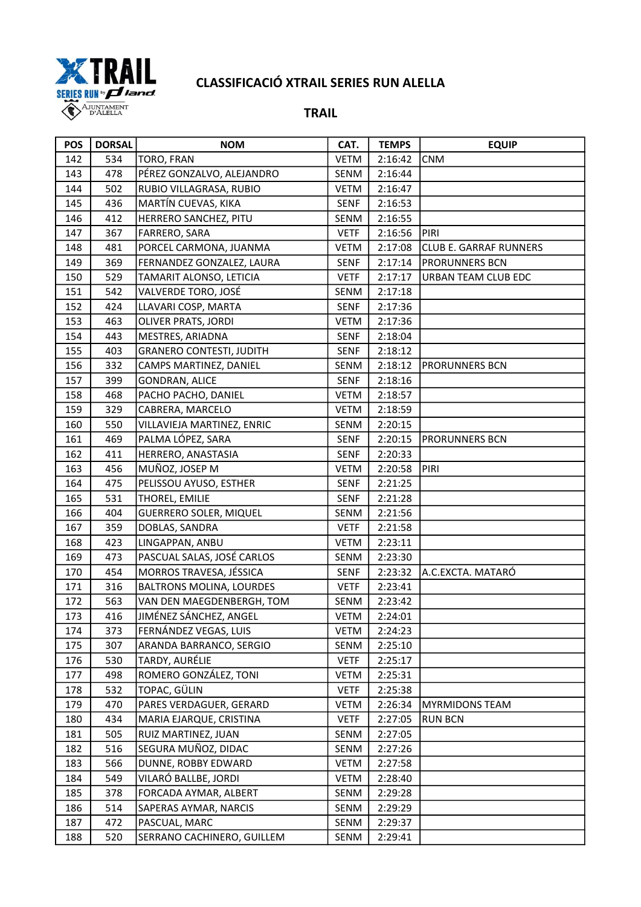# CLASSIFICACIÓ XTRAIL SERIES RUN ALELLA

## TRAIL

| POS | DORSAL | NOM | CAT. | TEMPS | EQUIP |
|---|---|---|---|---|---|
| 142 | 534 | TORO, FRAN | VETM | 2:16:42 | CNM |
| 143 | 478 | PÉREZ GONZALVO, ALEJANDRO | SENM | 2:16:44 | |
| 144 | 502 | RUBIO VILLAGRASA, RUBIO | VETM | 2:16:47 | |
| 145 | 436 | MARTÍN CUEVAS, KIKA | SENF | 2:16:53 | |
| 146 | 412 | HERRERO SANCHEZ, PITU | SENM | 2:16:55 | |
| 147 | 367 | FARRERO, SARA | VETF | 2:16:56 | PIRI |
| 148 | 481 | PORCEL CARMONA, JUANMA | VETM | 2:17:08 | CLUB E. GARRAF RUNNERS |
| 149 | 369 | FERNANDEZ GONZALEZ, LAURA | SENF | 2:17:14 | PRORUNNERS BCN |
| 150 | 529 | TAMARIT ALONSO, LETICIA | VETF | 2:17:17 | URBAN TEAM CLUB EDC |
| 151 | 542 | VALVERDE TORO, JOSÉ | SENM | 2:17:18 | |
| 152 | 424 | LLAVARI COSP, MARTA | SENF | 2:17:36 | |
| 153 | 463 | OLIVER PRATS, JORDI | VETM | 2:17:36 | |
| 154 | 443 | MESTRES, ARIADNA | SENF | 2:18:04 | |
| 155 | 403 | GRANERO CONTESTI, JUDITH | SENF | 2:18:12 | |
| 156 | 332 | CAMPS MARTINEZ, DANIEL | SENM | 2:18:12 | PRORUNNERS BCN |
| 157 | 399 | GONDRAN, ALICE | SENF | 2:18:16 | |
| 158 | 468 | PACHO PACHO, DANIEL | VETM | 2:18:57 | |
| 159 | 329 | CABRERA, MARCELO | VETM | 2:18:59 | |
| 160 | 550 | VILLAVIEJA MARTINEZ, ENRIC | SENM | 2:20:15 | |
| 161 | 469 | PALMA LÓPEZ, SARA | SENF | 2:20:15 | PRORUNNERS BCN |
| 162 | 411 | HERRERO, ANASTASIA | SENF | 2:20:33 | |
| 163 | 456 | MUÑOZ, JOSEP M | VETM | 2:20:58 | PIRI |
| 164 | 475 | PELISSOU AYUSO, ESTHER | SENF | 2:21:25 | |
| 165 | 531 | THOREL, EMILIE | SENF | 2:21:28 | |
| 166 | 404 | GUERRERO SOLER, MIQUEL | SENM | 2:21:56 | |
| 167 | 359 | DOBLAS, SANDRA | VETF | 2:21:58 | |
| 168 | 423 | LINGAPPAN, ANBU | VETM | 2:23:11 | |
| 169 | 473 | PASCUAL SALAS, JOSÉ CARLOS | SENM | 2:23:30 | |
| 170 | 454 | MORROS TRAVESA, JÉSSICA | SENF | 2:23:32 | A.C.EXCTA. MATARÓ |
| 171 | 316 | BALTRONS MOLINA, LOURDES | VETF | 2:23:41 | |
| 172 | 563 | VAN DEN MAEGDENBERGH, TOM | SENM | 2:23:42 | |
| 173 | 416 | JIMÉNEZ SÁNCHEZ, ANGEL | VETM | 2:24:01 | |
| 174 | 373 | FERNÁNDEZ VEGAS, LUIS | VETM | 2:24:23 | |
| 175 | 307 | ARANDA BARRANCO, SERGIO | SENM | 2:25:10 | |
| 176 | 530 | TARDY, AURÉLIE | VETF | 2:25:17 | |
| 177 | 498 | ROMERO GONZÁLEZ, TONI | VETM | 2:25:31 | |
| 178 | 532 | TOPAC, GÜLIN | VETF | 2:25:38 | |
| 179 | 470 | PARES VERDAGUER, GERARD | VETM | 2:26:34 | MYRMIDONS TEAM |
| 180 | 434 | MARIA EJARQUE, CRISTINA | VETF | 2:27:05 | RUN BCN |
| 181 | 505 | RUIZ MARTINEZ, JUAN | SENM | 2:27:05 | |
| 182 | 516 | SEGURA MUÑOZ, DIDAC | SENM | 2:27:26 | |
| 183 | 566 | DUNNE, ROBBY EDWARD | VETM | 2:27:58 | |
| 184 | 549 | VILARÓ BALLBE, JORDI | VETM | 2:28:40 | |
| 185 | 378 | FORCADA AYMAR, ALBERT | SENM | 2:29:28 | |
| 186 | 514 | SAPERAS AYMAR, NARCIS | SENM | 2:29:29 | |
| 187 | 472 | PASCUAL, MARC | SENM | 2:29:37 | |
| 188 | 520 | SERRANO CACHINERO, GUILLEM | SENM | 2:29:41 | |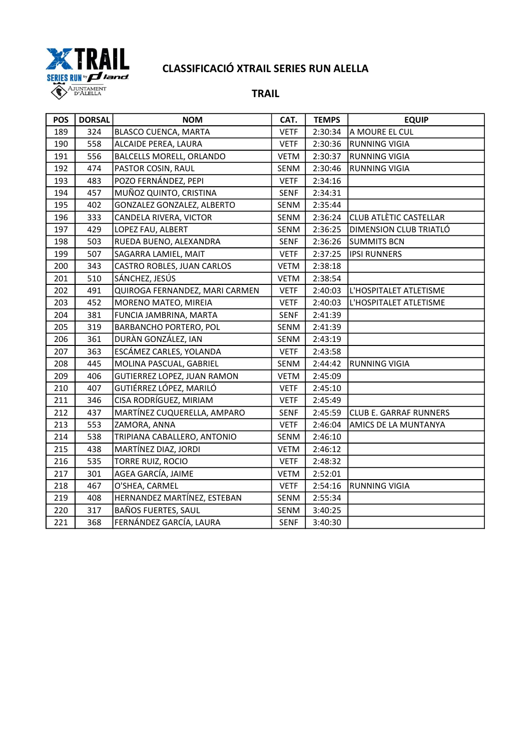# CLASSIFICACIÓ XTRAIL SERIES RUN ALELLA

## TRAIL

| POS | DORSAL | NOM | CAT. | TEMPS | EQUIP |
|---|---|---|---|---|---|
| 189 | 324 | BLASCO CUENCA, MARTA | VETF | 2:30:34 | A MOURE EL CUL |
| 190 | 558 | ALCAIDE PEREA, LAURA | VETF | 2:30:36 | RUNNING VIGIA |
| 191 | 556 | BALCELLS MORELL, ORLANDO | VETM | 2:30:37 | RUNNING VIGIA |
| 192 | 474 | PASTOR COSIN, RAUL | SENM | 2:30:46 | RUNNING VIGIA |
| 193 | 483 | POZO FERNÁNDEZ, PEPI | VETF | 2:34:16 | |
| 194 | 457 | MUÑOZ QUINTO, CRISTINA | SENF | 2:34:31 | |
| 195 | 402 | GONZALEZ GONZALEZ, ALBERTO | SENM | 2:35:44 | |
| 196 | 333 | CANDELA RIVERA, VICTOR | SENM | 2:36:24 | CLUB ATLÈTIC CASTELLAR |
| 197 | 429 | LOPEZ FAU, ALBERT | SENM | 2:36:25 | DIMENSION CLUB TRIATLÓ |
| 198 | 503 | RUEDA BUENO, ALEXANDRA | SENF | 2:36:26 | SUMMITS BCN |
| 199 | 507 | SAGARRA LAMIEL, MAIT | VETF | 2:37:25 | IPSI RUNNERS |
| 200 | 343 | CASTRO ROBLES, JUAN CARLOS | VETM | 2:38:18 | |
| 201 | 510 | SÁNCHEZ, JESÚS | VETM | 2:38:54 | |
| 202 | 491 | QUIROGA FERNANDEZ, MARI CARMEN | VETF | 2:40:03 | L'HOSPITALET ATLETISME |
| 203 | 452 | MORENO MATEO, MIREIA | VETF | 2:40:03 | L'HOSPITALET ATLETISME |
| 204 | 381 | FUNCIA JAMBRINA, MARTA | SENF | 2:41:39 | |
| 205 | 319 | BARBANCHO PORTERO, POL | SENM | 2:41:39 | |
| 206 | 361 | DURÀN GONZÁLEZ, IAN | SENM | 2:43:19 | |
| 207 | 363 | ESCÁMEZ CARLES, YOLANDA | VETF | 2:43:58 | |
| 208 | 445 | MOLINA PASCUAL, GABRIEL | SENM | 2:44:42 | RUNNING VIGIA |
| 209 | 406 | GUTIERREZ LOPEZ, JUAN RAMON | VETM | 2:45:09 | |
| 210 | 407 | GUTIÉRREZ LÓPEZ, MARILÓ | VETF | 2:45:10 | |
| 211 | 346 | CISA RODRÍGUEZ, MIRIAM | VETF | 2:45:49 | |
| 212 | 437 | MARTÍNEZ CUQUERELLA, AMPARO | SENF | 2:45:59 | CLUB E. GARRAF RUNNERS |
| 213 | 553 | ZAMORA, ANNA | VETF | 2:46:04 | AMICS DE LA MUNTANYA |
| 214 | 538 | TRIPIANA CABALLERO, ANTONIO | SENM | 2:46:10 | |
| 215 | 438 | MARTÍNEZ DIAZ, JORDI | VETM | 2:46:12 | |
| 216 | 535 | TORRE RUIZ, ROCIO | VETF | 2:48:32 | |
| 217 | 301 | AGEA GARCÍA, JAIME | VETM | 2:52:01 | |
| 218 | 467 | O'SHEA, CARMEL | VETF | 2:54:16 | RUNNING VIGIA |
| 219 | 408 | HERNANDEZ MARTÍNEZ, ESTEBAN | SENM | 2:55:34 | |
| 220 | 317 | BAÑOS FUERTES, SAUL | SENM | 3:40:25 | |
| 221 | 368 | FERNÁNDEZ GARCÍA, LAURA | SENF | 3:40:30 | |